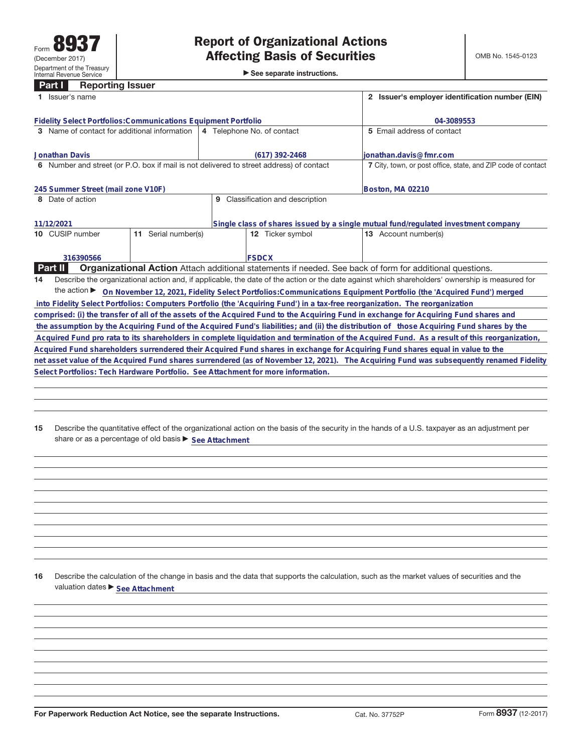Form **8937**
(December 2017)
Department of the Treasury
Internal Revenue Service

# Report of Organizational Actions Affecting Basis of Securities

▶ See separate instructions.

OMB No. 1545-0123

## Part I Reporting Issuer

| | | |
|---|---|---|
| **1** Issuer's name<br>Fidelity Select Portfolios:Communications Equipment Portfolio | | **2** Issuer's employer identification number (EIN)<br>04-3089553 |
| **3** Name of contact for additional information<br>Jonathan Davis | **4** Telephone No. of contact<br>(617) 392-2468 | **5** Email address of contact<br>jonathan.davis@fmr.com |
| **6** Number and street (or P.O. box if mail is not delivered to street address) of contact<br>245 Summer Street (mail zone V10F) | | **7** City, town, or post office, state, and ZIP code of contact<br>Boston, MA 02210 |
| **8** Date of action<br>11/12/2021 | **9** Classification and description<br>Single class of shares issued by a single mutual fund/regulated investment company | |

| **10** CUSIP number | **11** Serial number(s) | **12** Ticker symbol | **13** Account number(s) |
|---|---|---|---|
| 316390566 | | FSDCX | |

## Part II Organizational Action

Attach additional statements if needed. See back of form for additional questions.

**14** Describe the organizational action and, if applicable, the date of the action or the date against which shareholders' ownership is measured for the action ▶ On November 12, 2021, Fidelity Select Portfolios:Communications Equipment Portfolio (the 'Acquired Fund') merged into Fidelity Select Portfolios: Computers Portfolio (the 'Acquiring Fund') in a tax-free reorganization. The reorganization comprised: (i) the transfer of all of the assets of the Acquired Fund to the Acquiring Fund in exchange for Acquiring Fund shares and the assumption by the Acquiring Fund of the Acquired Fund's liabilities; and (ii) the distribution of those Acquiring Fund shares by the Acquired Fund pro rata to its shareholders in complete liquidation and termination of the Acquired Fund. As a result of this reorganization, Acquired Fund shareholders surrendered their Acquired Fund shares in exchange for Acquiring Fund shares equal in value to the net asset value of the Acquired Fund shares surrendered (as of November 12, 2021). The Acquiring Fund was subsequently renamed Fidelity Select Portfolios: Tech Hardware Portfolio. See Attachment for more information.

**15** Describe the quantitative effect of the organizational action on the basis of the security in the hands of a U.S. taxpayer as an adjustment per share or as a percentage of old basis ▶ See Attachment

**16** Describe the calculation of the change in basis and the data that supports the calculation, such as the market values of securities and the valuation dates ▶ See Attachment

For Paperwork Reduction Act Notice, see the separate Instructions. Cat. No. 37752P Form **8937** (12-2017)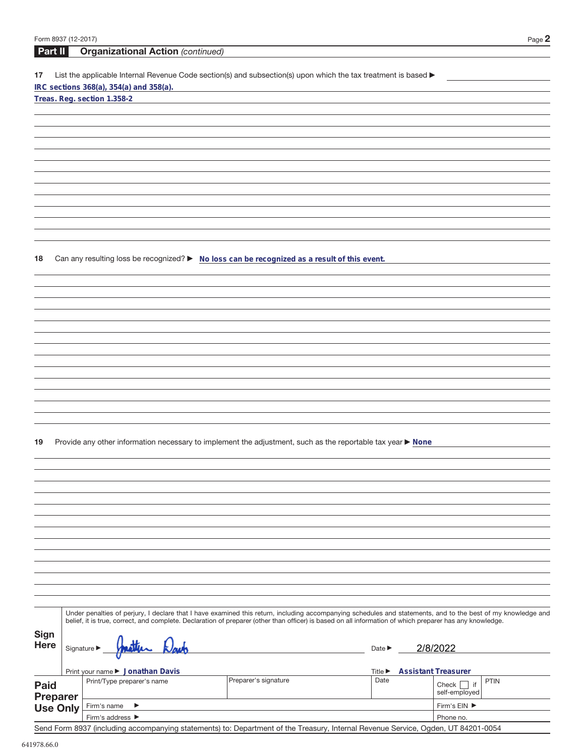## Part II Organizational Action *(continued)*

**17** List the applicable Internal Revenue Code section(s) and subsection(s) upon which the tax treatment is based ▶

IRC sections 368(a), 354(a) and 358(a).

Treas. Reg. section 1.358-2

**18** Can any resulting loss be recognized? ▶ No loss can be recognized as a result of this event.

**19** Provide any other information necessary to implement the adjustment, such as the reportable tax year ▶ None

**Sign Here**

Under penalties of perjury, I declare that I have examined this return, including accompanying schedules and statements, and to the best of my knowledge and belief, it is true, correct, and complete. Declaration of preparer (other than officer) is based on all information of which preparer has any knowledge.

Signature ▶ Jonathan Davis Date ▶ 2/8/2022

Print your name ▶ Jonathan Davis Title ▶ Assistant Treasurer

| **Paid Preparer Use Only** | Print/Type preparer's name | Preparer's signature | Date | Check ☐ if self-employed | PTIN |
|---|---|---|---|---|---|
| | Firm's name ▶ | | | Firm's EIN ▶ | |
| | Firm's address ▶ | | | Phone no. | |

Send Form 8937 (including accompanying statements) to: Department of the Treasury, Internal Revenue Service, Ogden, UT 84201-0054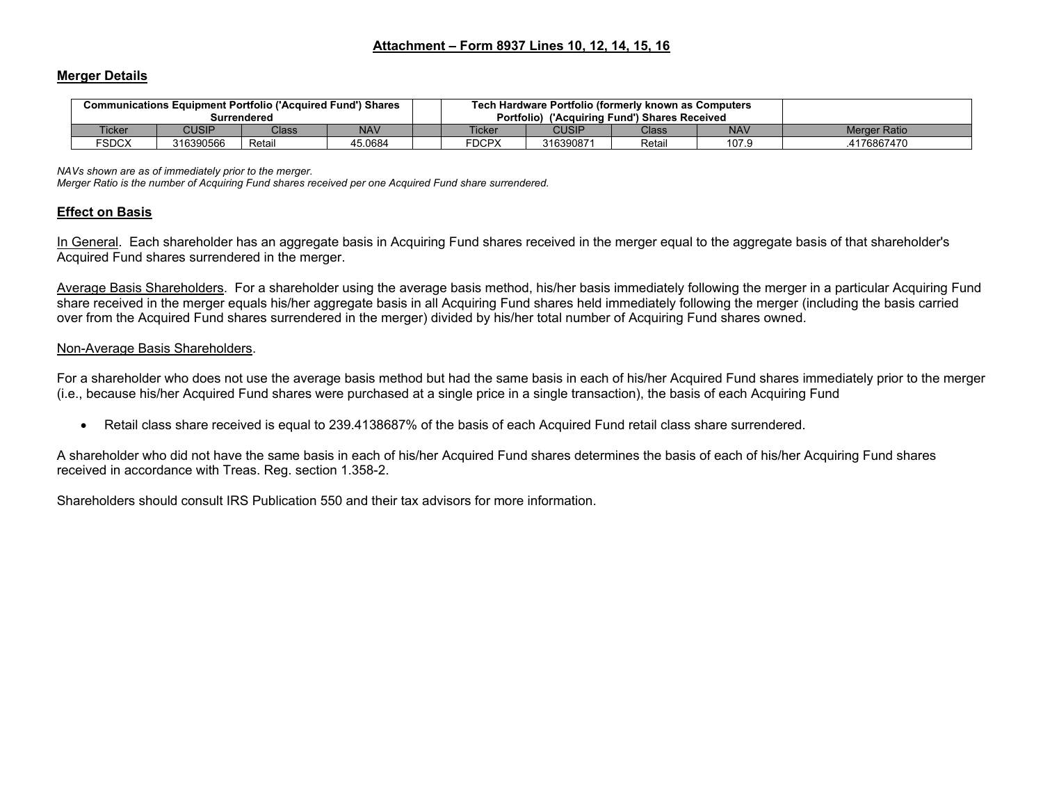## Attachment – Form 8937 Lines 10, 12, 14, 15, 16

### Merger Details

| Communications Equipment Portfolio ('Acquired Fund') Shares Surrendered | | | | | Tech Hardware Portfolio (formerly known as Computers Portfolio) ('Acquiring Fund') Shares Received | | | | |
|---|---|---|---|---|---|---|---|---|---|
| Ticker | CUSIP | Class | NAV | | Ticker | CUSIP | Class | NAV | Merger Ratio |
| FSDCX | 316390566 | Retail | 45.0684 | | FDCPX | 316390871 | Retail | 107.9 | .4176867470 |

*NAVs shown are as of immediately prior to the merger.*
*Merger Ratio is the number of Acquiring Fund shares received per one Acquired Fund share surrendered.*

### Effect on Basis

In General. Each shareholder has an aggregate basis in Acquiring Fund shares received in the merger equal to the aggregate basis of that shareholder's Acquired Fund shares surrendered in the merger.

Average Basis Shareholders. For a shareholder using the average basis method, his/her basis immediately following the merger in a particular Acquiring Fund share received in the merger equals his/her aggregate basis in all Acquiring Fund shares held immediately following the merger (including the basis carried over from the Acquired Fund shares surrendered in the merger) divided by his/her total number of Acquiring Fund shares owned.

Non-Average Basis Shareholders.

For a shareholder who does not use the average basis method but had the same basis in each of his/her Acquired Fund shares immediately prior to the merger (i.e., because his/her Acquired Fund shares were purchased at a single price in a single transaction), the basis of each Acquiring Fund

- Retail class share received is equal to 239.4138687% of the basis of each Acquired Fund retail class share surrendered.

A shareholder who did not have the same basis in each of his/her Acquired Fund shares determines the basis of each of his/her Acquiring Fund shares received in accordance with Treas. Reg. section 1.358-2.

Shareholders should consult IRS Publication 550 and their tax advisors for more information.